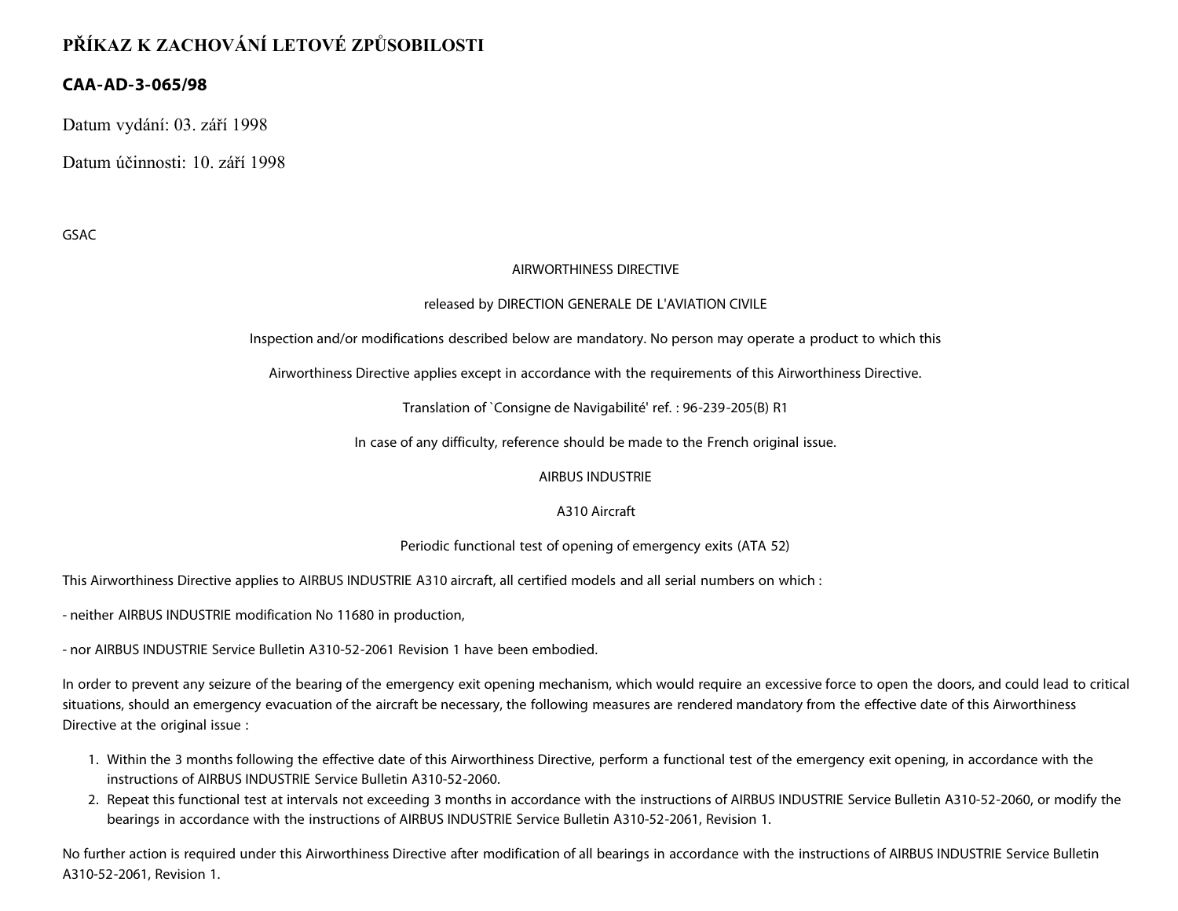# PŘÍKAZ K ZACHOVÁNÍ LETOVÉ ZPŮSOBILOSTI

## CAA-AD-3-065/98

Datum vydání: 03. září 1998

Datum účinnosti: 10. září 1998

GSAC

AIRWORTHINESS DIRECTIVE

released by DIRECTION GENERALE DE L'AVIATION CIVILE

Inspection and/or modifications described below are mandatory. No person may operate a product to which this

Airworthiness Directive applies except in accordance with the requirements of this Airworthiness Directive.

Translation of `Consigne de Navigabilité' ref. : 96-239-205(B) R1

In case of any difficulty, reference should be made to the French original issue.

AIRBUS INDUSTRIE

A310 Aircraft

Periodic functional test of opening of emergency exits (ATA 52)

This Airworthiness Directive applies to AIRBUS INDUSTRIE A310 aircraft, all certified models and all serial numbers on which :

- neither AIRBUS INDUSTRIE modification No 11680 in production,

- nor AIRBUS INDUSTRIE Service Bulletin A310-52-2061 Revision 1 have been embodied.

In order to prevent any seizure of the bearing of the emergency exit opening mechanism, which would require an excessive force to open the doors, and could lead to critical situations, should an emergency evacuation of the aircraft be necessary, the following measures are rendered mandatory from the effective date of this Airworthiness Directive at the original issue :

1. Within the 3 months following the effective date of this Airworthiness Directive, perform a functional test of the emergency exit opening, in accordance with the instructions of AIRBUS INDUSTRIE Service Bulletin A310-52-2060.
2. Repeat this functional test at intervals not exceeding 3 months in accordance with the instructions of AIRBUS INDUSTRIE Service Bulletin A310-52-2060, or modify the bearings in accordance with the instructions of AIRBUS INDUSTRIE Service Bulletin A310-52-2061, Revision 1.

No further action is required under this Airworthiness Directive after modification of all bearings in accordance with the instructions of AIRBUS INDUSTRIE Service Bulletin A310-52-2061, Revision 1.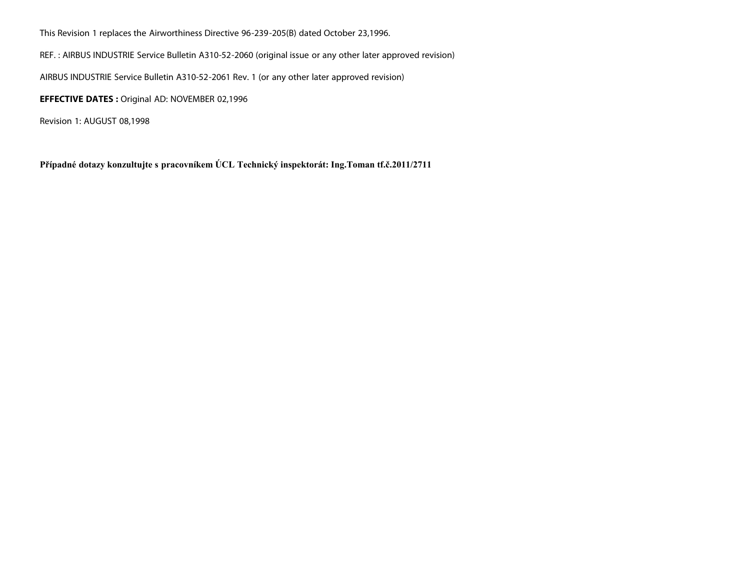This Revision 1 replaces the Airworthiness Directive 96-239-205(B) dated October 23,1996.

REF. : AIRBUS INDUSTRIE Service Bulletin A310-52-2060 (original issue or any other later approved revision)

AIRBUS INDUSTRIE Service Bulletin A310-52-2061 Rev. 1 (or any other later approved revision)

**EFFECTIVE DATES :** Original AD: NOVEMBER 02,1996

Revision 1: AUGUST 08,1998

**Případné dotazy konzultujte s pracovníkem ÚCL Technický inspektorát: Ing.Toman tf.č.2011/2711**